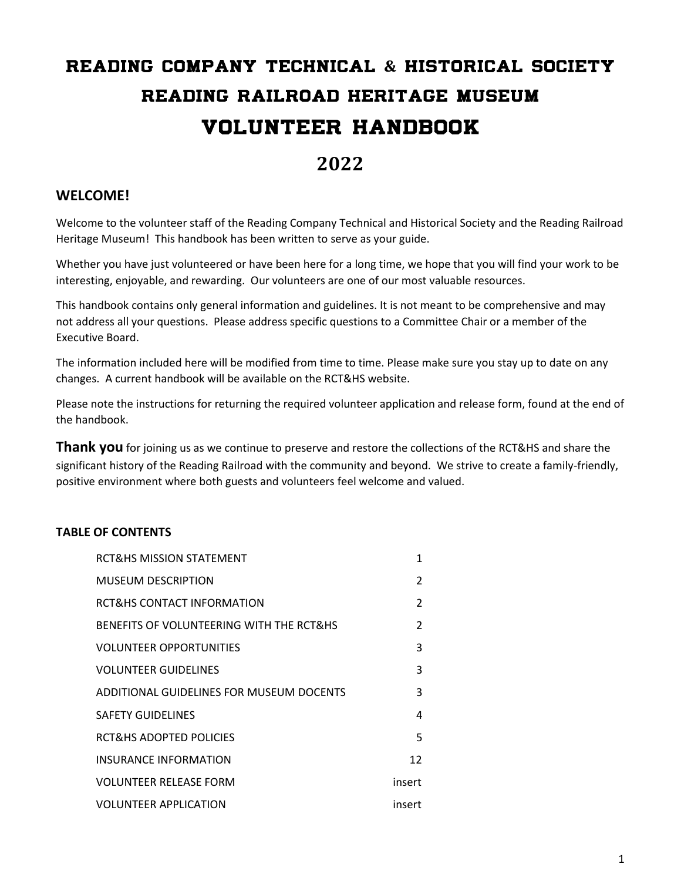# Reading Company Technical & Historical Society
# Reading Railroad Heritage Museum
# Volunteer Handbook

## 2022

### WELCOME!

Welcome to the volunteer staff of the Reading Company Technical and Historical Society and the Reading Railroad Heritage Museum! This handbook has been written to serve as your guide.

Whether you have just volunteered or have been here for a long time, we hope that you will find your work to be interesting, enjoyable, and rewarding. Our volunteers are one of our most valuable resources.

This handbook contains only general information and guidelines. It is not meant to be comprehensive and may not address all your questions. Please address specific questions to a Committee Chair or a member of the Executive Board.

The information included here will be modified from time to time. Please make sure you stay up to date on any changes. A current handbook will be available on the RCT&HS website.

Please note the instructions for returning the required volunteer application and release form, found at the end of the handbook.

**Thank you** for joining us as we continue to preserve and restore the collections of the RCT&HS and share the significant history of the Reading Railroad with the community and beyond. We strive to create a family-friendly, positive environment where both guests and volunteers feel welcome and valued.

**TABLE OF CONTENTS**

| | |
|---|---|
| RCT&HS MISSION STATEMENT | 1 |
| MUSEUM DESCRIPTION | 2 |
| RCT&HS CONTACT INFORMATION | 2 |
| BENEFITS OF VOLUNTEERING WITH THE RCT&HS | 2 |
| VOLUNTEER OPPORTUNITIES | 3 |
| VOLUNTEER GUIDELINES | 3 |
| ADDITIONAL GUIDELINES FOR MUSEUM DOCENTS | 3 |
| SAFETY GUIDELINES | 4 |
| RCT&HS ADOPTED POLICIES | 5 |
| INSURANCE INFORMATION | 12 |
| VOLUNTEER RELEASE FORM | insert |
| VOLUNTEER APPLICATION | insert |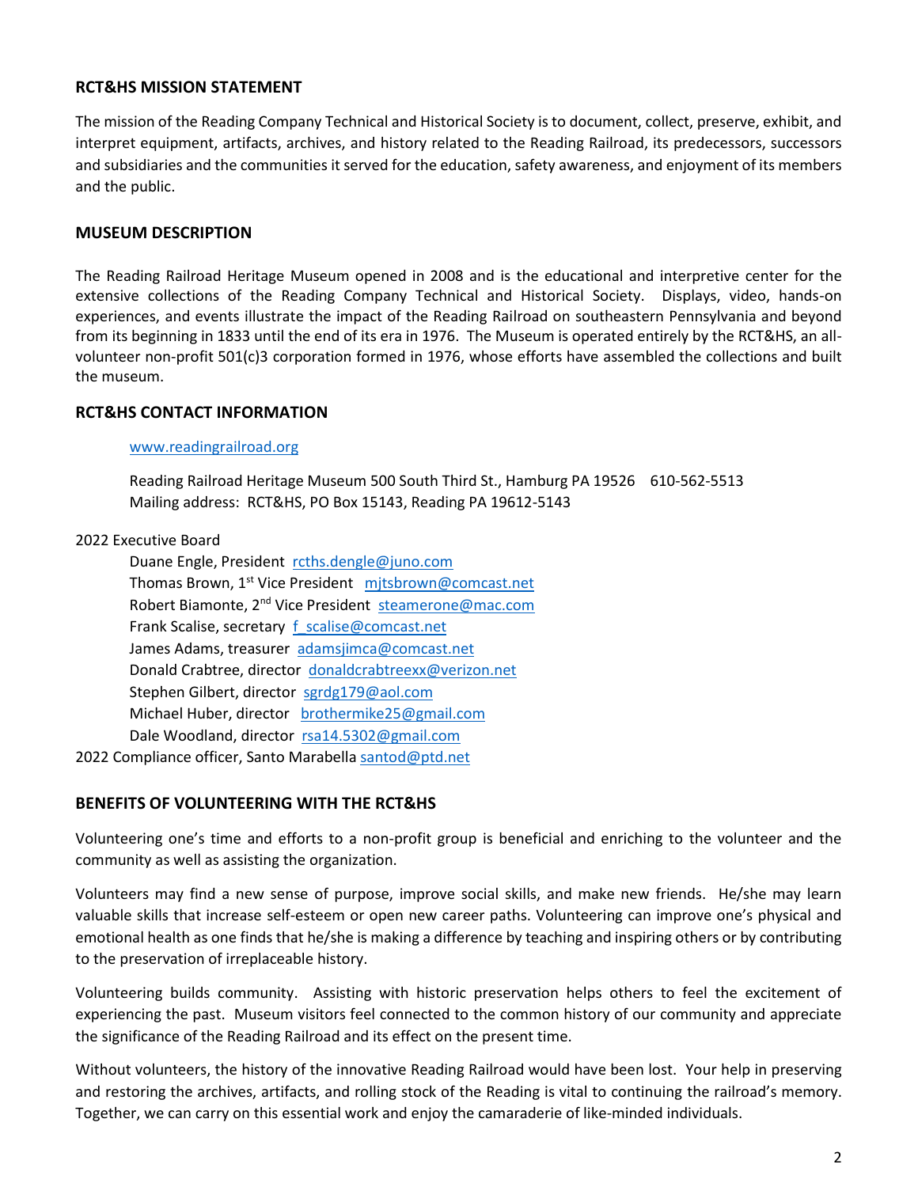## RCT&HS MISSION STATEMENT

The mission of the Reading Company Technical and Historical Society is to document, collect, preserve, exhibit, and interpret equipment, artifacts, archives, and history related to the Reading Railroad, its predecessors, successors and subsidiaries and the communities it served for the education, safety awareness, and enjoyment of its members and the public.

## MUSEUM DESCRIPTION

The Reading Railroad Heritage Museum opened in 2008 and is the educational and interpretive center for the extensive collections of the Reading Company Technical and Historical Society. Displays, video, hands-on experiences, and events illustrate the impact of the Reading Railroad on southeastern Pennsylvania and beyond from its beginning in 1833 until the end of its era in 1976. The Museum is operated entirely by the RCT&HS, an all-volunteer non-profit 501(c)3 corporation formed in 1976, whose efforts have assembled the collections and built the museum.

## RCT&HS CONTACT INFORMATION

www.readingrailroad.org

Reading Railroad Heritage Museum 500 South Third St., Hamburg PA 19526 610-562-5513
Mailing address: RCT&HS, PO Box 15143, Reading PA 19612-5143

2022 Executive Board

- Duane Engle, President rcths.dengle@juno.com
- Thomas Brown, 1st Vice President mjtsbrown@comcast.net
- Robert Biamonte, 2nd Vice President steamerone@mac.com
- Frank Scalise, secretary f_scalise@comcast.net
- James Adams, treasurer adamsjimca@comcast.net
- Donald Crabtree, director donaldcrabtreexx@verizon.net
- Stephen Gilbert, director sgrdg179@aol.com
- Michael Huber, director brothermike25@gmail.com
- Dale Woodland, director rsa14.5302@gmail.com

2022 Compliance officer, Santo Marabella santod@ptd.net

## BENEFITS OF VOLUNTEERING WITH THE RCT&HS

Volunteering one's time and efforts to a non-profit group is beneficial and enriching to the volunteer and the community as well as assisting the organization.

Volunteers may find a new sense of purpose, improve social skills, and make new friends. He/she may learn valuable skills that increase self-esteem or open new career paths. Volunteering can improve one's physical and emotional health as one finds that he/she is making a difference by teaching and inspiring others or by contributing to the preservation of irreplaceable history.

Volunteering builds community. Assisting with historic preservation helps others to feel the excitement of experiencing the past. Museum visitors feel connected to the common history of our community and appreciate the significance of the Reading Railroad and its effect on the present time.

Without volunteers, the history of the innovative Reading Railroad would have been lost. Your help in preserving and restoring the archives, artifacts, and rolling stock of the Reading is vital to continuing the railroad's memory. Together, we can carry on this essential work and enjoy the camaraderie of like-minded individuals.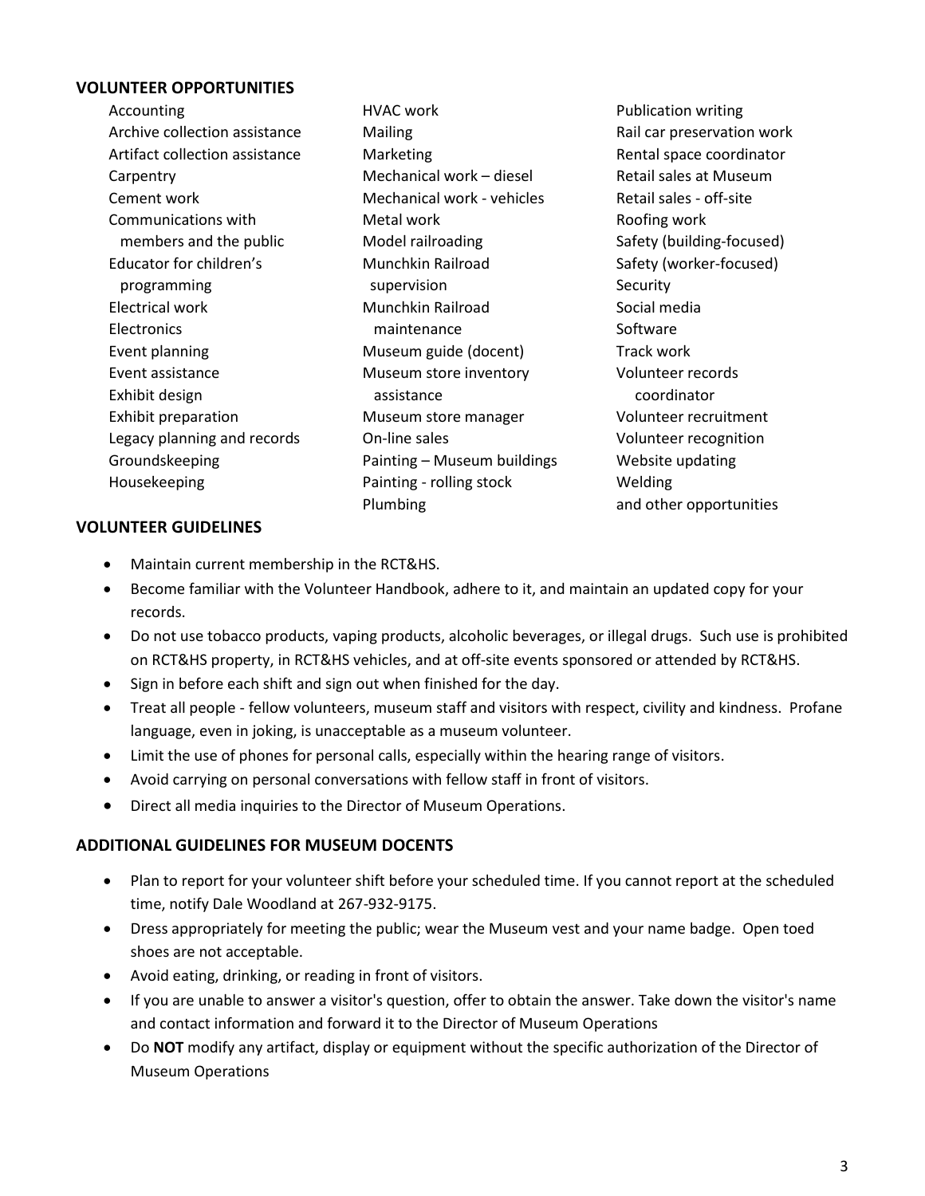## VOLUNTEER OPPORTUNITIES

- Accounting
- Archive collection assistance
- Artifact collection assistance
- Carpentry
- Cement work
- Communications with members and the public
- Educator for children's programming
- Electrical work
- Electronics
- Event planning
- Event assistance
- Exhibit design
- Exhibit preparation
- Legacy planning and records
- Groundskeeping
- Housekeeping
- HVAC work
- Mailing
- Marketing
- Mechanical work – diesel
- Mechanical work - vehicles
- Metal work
- Model railroading
- Munchkin Railroad supervision
- Munchkin Railroad maintenance
- Museum guide (docent)
- Museum store inventory assistance
- Museum store manager
- On-line sales
- Painting – Museum buildings
- Painting - rolling stock
- Plumbing
- Publication writing
- Rail car preservation work
- Rental space coordinator
- Retail sales at Museum
- Retail sales - off-site
- Roofing work
- Safety (building-focused)
- Safety (worker-focused)
- Security
- Social media
- Software
- Track work
- Volunteer records coordinator
- Volunteer recruitment
- Volunteer recognition
- Website updating
- Welding
- and other opportunities

## VOLUNTEER GUIDELINES

- Maintain current membership in the RCT&HS.
- Become familiar with the Volunteer Handbook, adhere to it, and maintain an updated copy for your records.
- Do not use tobacco products, vaping products, alcoholic beverages, or illegal drugs. Such use is prohibited on RCT&HS property, in RCT&HS vehicles, and at off-site events sponsored or attended by RCT&HS.
- Sign in before each shift and sign out when finished for the day.
- Treat all people - fellow volunteers, museum staff and visitors with respect, civility and kindness. Profane language, even in joking, is unacceptable as a museum volunteer.
- Limit the use of phones for personal calls, especially within the hearing range of visitors.
- Avoid carrying on personal conversations with fellow staff in front of visitors.
- Direct all media inquiries to the Director of Museum Operations.

## ADDITIONAL GUIDELINES FOR MUSEUM DOCENTS

- Plan to report for your volunteer shift before your scheduled time. If you cannot report at the scheduled time, notify Dale Woodland at 267-932-9175.
- Dress appropriately for meeting the public; wear the Museum vest and your name badge. Open toed shoes are not acceptable.
- Avoid eating, drinking, or reading in front of visitors.
- If you are unable to answer a visitor's question, offer to obtain the answer. Take down the visitor's name and contact information and forward it to the Director of Museum Operations
- Do **NOT** modify any artifact, display or equipment without the specific authorization of the Director of Museum Operations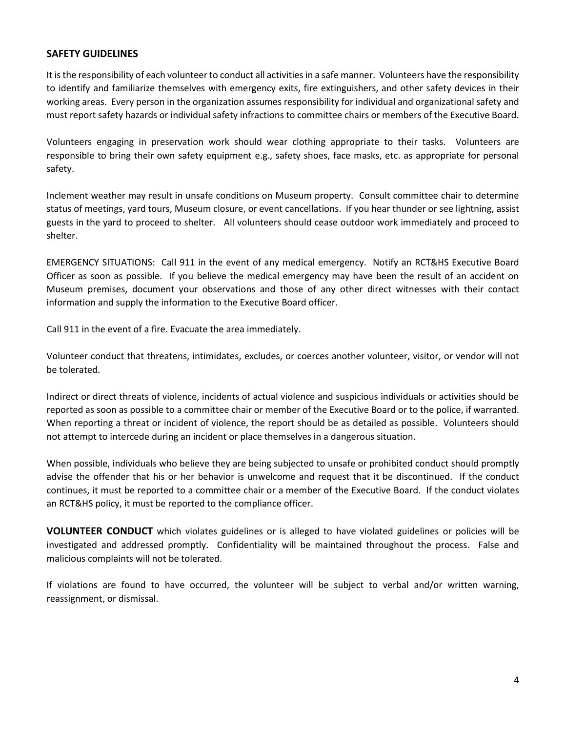## SAFETY GUIDELINES

It is the responsibility of each volunteer to conduct all activities in a safe manner. Volunteers have the responsibility to identify and familiarize themselves with emergency exits, fire extinguishers, and other safety devices in their working areas. Every person in the organization assumes responsibility for individual and organizational safety and must report safety hazards or individual safety infractions to committee chairs or members of the Executive Board.

Volunteers engaging in preservation work should wear clothing appropriate to their tasks. Volunteers are responsible to bring their own safety equipment e.g., safety shoes, face masks, etc. as appropriate for personal safety.

Inclement weather may result in unsafe conditions on Museum property. Consult committee chair to determine status of meetings, yard tours, Museum closure, or event cancellations. If you hear thunder or see lightning, assist guests in the yard to proceed to shelter. All volunteers should cease outdoor work immediately and proceed to shelter.

EMERGENCY SITUATIONS: Call 911 in the event of any medical emergency. Notify an RCT&HS Executive Board Officer as soon as possible. If you believe the medical emergency may have been the result of an accident on Museum premises, document your observations and those of any other direct witnesses with their contact information and supply the information to the Executive Board officer.

Call 911 in the event of a fire. Evacuate the area immediately.

Volunteer conduct that threatens, intimidates, excludes, or coerces another volunteer, visitor, or vendor will not be tolerated.

Indirect or direct threats of violence, incidents of actual violence and suspicious individuals or activities should be reported as soon as possible to a committee chair or member of the Executive Board or to the police, if warranted. When reporting a threat or incident of violence, the report should be as detailed as possible. Volunteers should not attempt to intercede during an incident or place themselves in a dangerous situation.

When possible, individuals who believe they are being subjected to unsafe or prohibited conduct should promptly advise the offender that his or her behavior is unwelcome and request that it be discontinued. If the conduct continues, it must be reported to a committee chair or a member of the Executive Board. If the conduct violates an RCT&HS policy, it must be reported to the compliance officer.

**VOLUNTEER CONDUCT** which violates guidelines or is alleged to have violated guidelines or policies will be investigated and addressed promptly. Confidentiality will be maintained throughout the process. False and malicious complaints will not be tolerated.

If violations are found to have occurred, the volunteer will be subject to verbal and/or written warning, reassignment, or dismissal.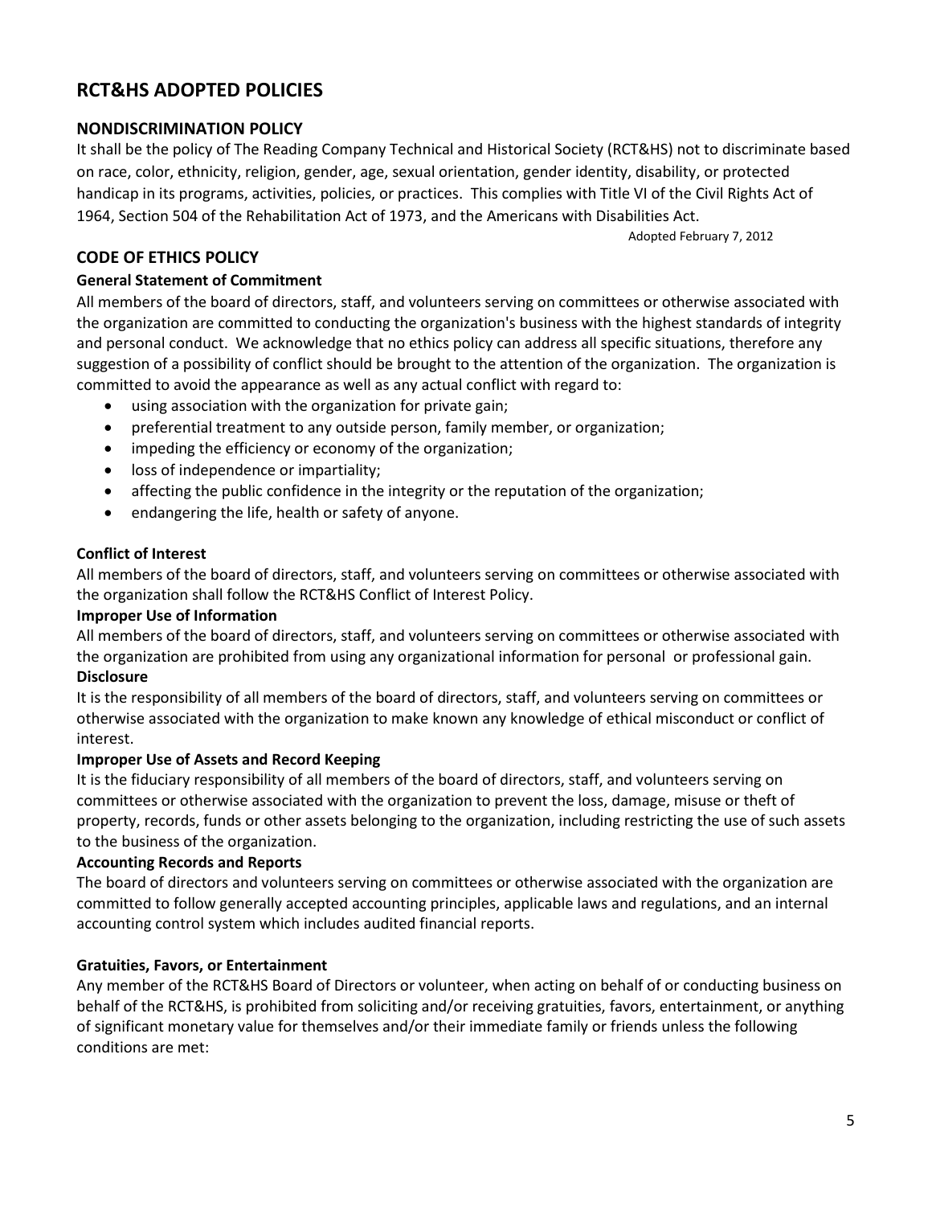# RCT&HS ADOPTED POLICIES

## NONDISCRIMINATION POLICY

It shall be the policy of The Reading Company Technical and Historical Society (RCT&HS) not to discriminate based on race, color, ethnicity, religion, gender, age, sexual orientation, gender identity, disability, or protected handicap in its programs, activities, policies, or practices. This complies with Title VI of the Civil Rights Act of 1964, Section 504 of the Rehabilitation Act of 1973, and the Americans with Disabilities Act.

Adopted February 7, 2012

## CODE OF ETHICS POLICY

**General Statement of Commitment**

All members of the board of directors, staff, and volunteers serving on committees or otherwise associated with the organization are committed to conducting the organization's business with the highest standards of integrity and personal conduct. We acknowledge that no ethics policy can address all specific situations, therefore any suggestion of a possibility of conflict should be brought to the attention of the organization. The organization is committed to avoid the appearance as well as any actual conflict with regard to:

- using association with the organization for private gain;
- preferential treatment to any outside person, family member, or organization;
- impeding the efficiency or economy of the organization;
- loss of independence or impartiality;
- affecting the public confidence in the integrity or the reputation of the organization;
- endangering the life, health or safety of anyone.

**Conflict of Interest**

All members of the board of directors, staff, and volunteers serving on committees or otherwise associated with the organization shall follow the RCT&HS Conflict of Interest Policy.

**Improper Use of Information**

All members of the board of directors, staff, and volunteers serving on committees or otherwise associated with the organization are prohibited from using any organizational information for personal or professional gain.

**Disclosure**

It is the responsibility of all members of the board of directors, staff, and volunteers serving on committees or otherwise associated with the organization to make known any knowledge of ethical misconduct or conflict of interest.

**Improper Use of Assets and Record Keeping**

It is the fiduciary responsibility of all members of the board of directors, staff, and volunteers serving on committees or otherwise associated with the organization to prevent the loss, damage, misuse or theft of property, records, funds or other assets belonging to the organization, including restricting the use of such assets to the business of the organization.

**Accounting Records and Reports**

The board of directors and volunteers serving on committees or otherwise associated with the organization are committed to follow generally accepted accounting principles, applicable laws and regulations, and an internal accounting control system which includes audited financial reports.

**Gratuities, Favors, or Entertainment**

Any member of the RCT&HS Board of Directors or volunteer, when acting on behalf of or conducting business on behalf of the RCT&HS, is prohibited from soliciting and/or receiving gratuities, favors, entertainment, or anything of significant monetary value for themselves and/or their immediate family or friends unless the following conditions are met: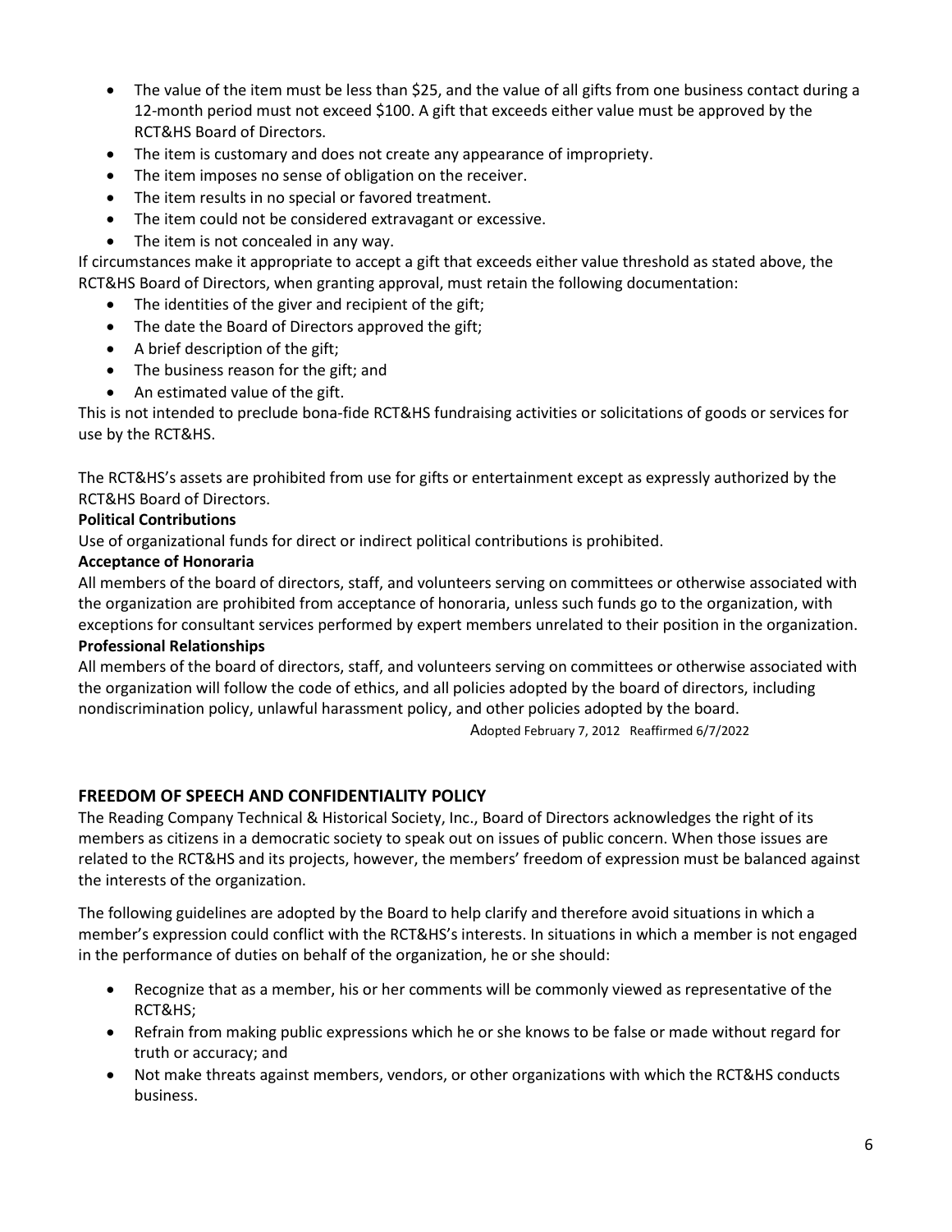- The value of the item must be less than $25, and the value of all gifts from one business contact during a 12-month period must not exceed $100. A gift that exceeds either value must be approved by the RCT&HS Board of Directors.
- The item is customary and does not create any appearance of impropriety.
- The item imposes no sense of obligation on the receiver.
- The item results in no special or favored treatment.
- The item could not be considered extravagant or excessive.
- The item is not concealed in any way.

If circumstances make it appropriate to accept a gift that exceeds either value threshold as stated above, the RCT&HS Board of Directors, when granting approval, must retain the following documentation:

- The identities of the giver and recipient of the gift;
- The date the Board of Directors approved the gift;
- A brief description of the gift;
- The business reason for the gift; and
- An estimated value of the gift.

This is not intended to preclude bona-fide RCT&HS fundraising activities or solicitations of goods or services for use by the RCT&HS.

The RCT&HS's assets are prohibited from use for gifts or entertainment except as expressly authorized by the RCT&HS Board of Directors.

**Political Contributions**

Use of organizational funds for direct or indirect political contributions is prohibited.

**Acceptance of Honoraria**

All members of the board of directors, staff, and volunteers serving on committees or otherwise associated with the organization are prohibited from acceptance of honoraria, unless such funds go to the organization, with exceptions for consultant services performed by expert members unrelated to their position in the organization.

**Professional Relationships**

All members of the board of directors, staff, and volunteers serving on committees or otherwise associated with the organization will follow the code of ethics, and all policies adopted by the board of directors, including nondiscrimination policy, unlawful harassment policy, and other policies adopted by the board.

Adopted February 7, 2012 Reaffirmed 6/7/2022

## FREEDOM OF SPEECH AND CONFIDENTIALITY POLICY

The Reading Company Technical & Historical Society, Inc., Board of Directors acknowledges the right of its members as citizens in a democratic society to speak out on issues of public concern. When those issues are related to the RCT&HS and its projects, however, the members' freedom of expression must be balanced against the interests of the organization.

The following guidelines are adopted by the Board to help clarify and therefore avoid situations in which a member's expression could conflict with the RCT&HS's interests. In situations in which a member is not engaged in the performance of duties on behalf of the organization, he or she should:

- Recognize that as a member, his or her comments will be commonly viewed as representative of the RCT&HS;
- Refrain from making public expressions which he or she knows to be false or made without regard for truth or accuracy; and
- Not make threats against members, vendors, or other organizations with which the RCT&HS conducts business.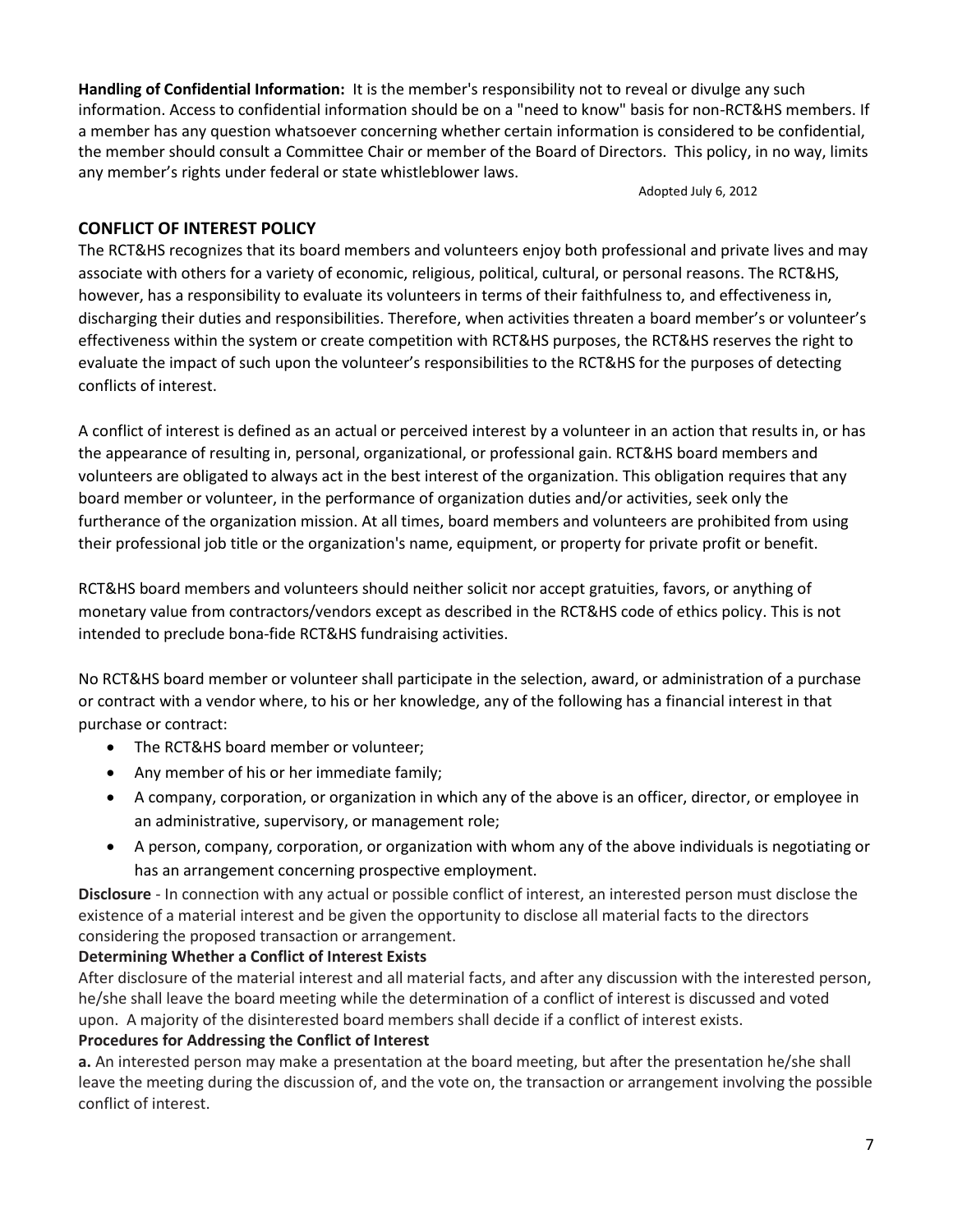**Handling of Confidential Information:** It is the member's responsibility not to reveal or divulge any such information. Access to confidential information should be on a "need to know" basis for non-RCT&HS members. If a member has any question whatsoever concerning whether certain information is considered to be confidential, the member should consult a Committee Chair or member of the Board of Directors. This policy, in no way, limits any member's rights under federal or state whistleblower laws.

Adopted July 6, 2012

## CONFLICT OF INTEREST POLICY

The RCT&HS recognizes that its board members and volunteers enjoy both professional and private lives and may associate with others for a variety of economic, religious, political, cultural, or personal reasons. The RCT&HS, however, has a responsibility to evaluate its volunteers in terms of their faithfulness to, and effectiveness in, discharging their duties and responsibilities. Therefore, when activities threaten a board member's or volunteer's effectiveness within the system or create competition with RCT&HS purposes, the RCT&HS reserves the right to evaluate the impact of such upon the volunteer's responsibilities to the RCT&HS for the purposes of detecting conflicts of interest.

A conflict of interest is defined as an actual or perceived interest by a volunteer in an action that results in, or has the appearance of resulting in, personal, organizational, or professional gain. RCT&HS board members and volunteers are obligated to always act in the best interest of the organization. This obligation requires that any board member or volunteer, in the performance of organization duties and/or activities, seek only the furtherance of the organization mission. At all times, board members and volunteers are prohibited from using their professional job title or the organization's name, equipment, or property for private profit or benefit.

RCT&HS board members and volunteers should neither solicit nor accept gratuities, favors, or anything of monetary value from contractors/vendors except as described in the RCT&HS code of ethics policy. This is not intended to preclude bona-fide RCT&HS fundraising activities.

No RCT&HS board member or volunteer shall participate in the selection, award, or administration of a purchase or contract with a vendor where, to his or her knowledge, any of the following has a financial interest in that purchase or contract:

- The RCT&HS board member or volunteer;
- Any member of his or her immediate family;
- A company, corporation, or organization in which any of the above is an officer, director, or employee in an administrative, supervisory, or management role;
- A person, company, corporation, or organization with whom any of the above individuals is negotiating or has an arrangement concerning prospective employment.

**Disclosure** - In connection with any actual or possible conflict of interest, an interested person must disclose the existence of a material interest and be given the opportunity to disclose all material facts to the directors considering the proposed transaction or arrangement.

**Determining Whether a Conflict of Interest Exists**

After disclosure of the material interest and all material facts, and after any discussion with the interested person, he/she shall leave the board meeting while the determination of a conflict of interest is discussed and voted upon. A majority of the disinterested board members shall decide if a conflict of interest exists.

**Procedures for Addressing the Conflict of Interest**

**a.** An interested person may make a presentation at the board meeting, but after the presentation he/she shall leave the meeting during the discussion of, and the vote on, the transaction or arrangement involving the possible conflict of interest.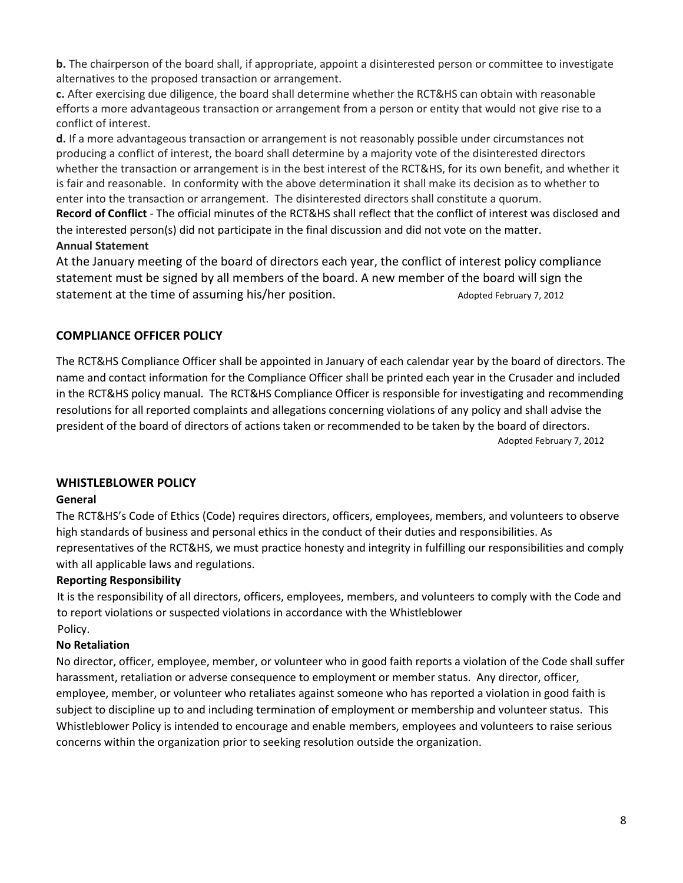**b.** The chairperson of the board shall, if appropriate, appoint a disinterested person or committee to investigate alternatives to the proposed transaction or arrangement.

**c.** After exercising due diligence, the board shall determine whether the RCT&HS can obtain with reasonable efforts a more advantageous transaction or arrangement from a person or entity that would not give rise to a conflict of interest.

**d.** If a more advantageous transaction or arrangement is not reasonably possible under circumstances not producing a conflict of interest, the board shall determine by a majority vote of the disinterested directors whether the transaction or arrangement is in the best interest of the RCT&HS, for its own benefit, and whether it is fair and reasonable. In conformity with the above determination it shall make its decision as to whether to enter into the transaction or arrangement. The disinterested directors shall constitute a quorum.

**Record of Conflict** - The official minutes of the RCT&HS shall reflect that the conflict of interest was disclosed and the interested person(s) did not participate in the final discussion and did not vote on the matter.

**Annual Statement**

At the January meeting of the board of directors each year, the conflict of interest policy compliance statement must be signed by all members of the board. A new member of the board will sign the statement at the time of assuming his/her position. Adopted February 7, 2012

## COMPLIANCE OFFICER POLICY

The RCT&HS Compliance Officer shall be appointed in January of each calendar year by the board of directors. The name and contact information for the Compliance Officer shall be printed each year in the Crusader and included in the RCT&HS policy manual. The RCT&HS Compliance Officer is responsible for investigating and recommending resolutions for all reported complaints and allegations concerning violations of any policy and shall advise the president of the board of directors of actions taken or recommended to be taken by the board of directors.

Adopted February 7, 2012

## WHISTLEBLOWER POLICY

**General**

The RCT&HS's Code of Ethics (Code) requires directors, officers, employees, members, and volunteers to observe high standards of business and personal ethics in the conduct of their duties and responsibilities. As representatives of the RCT&HS, we must practice honesty and integrity in fulfilling our responsibilities and comply with all applicable laws and regulations.

**Reporting Responsibility**

It is the responsibility of all directors, officers, employees, members, and volunteers to comply with the Code and to report violations or suspected violations in accordance with the Whistleblower Policy.

**No Retaliation**

No director, officer, employee, member, or volunteer who in good faith reports a violation of the Code shall suffer harassment, retaliation or adverse consequence to employment or member status. Any director, officer, employee, member, or volunteer who retaliates against someone who has reported a violation in good faith is subject to discipline up to and including termination of employment or membership and volunteer status. This Whistleblower Policy is intended to encourage and enable members, employees and volunteers to raise serious concerns within the organization prior to seeking resolution outside the organization.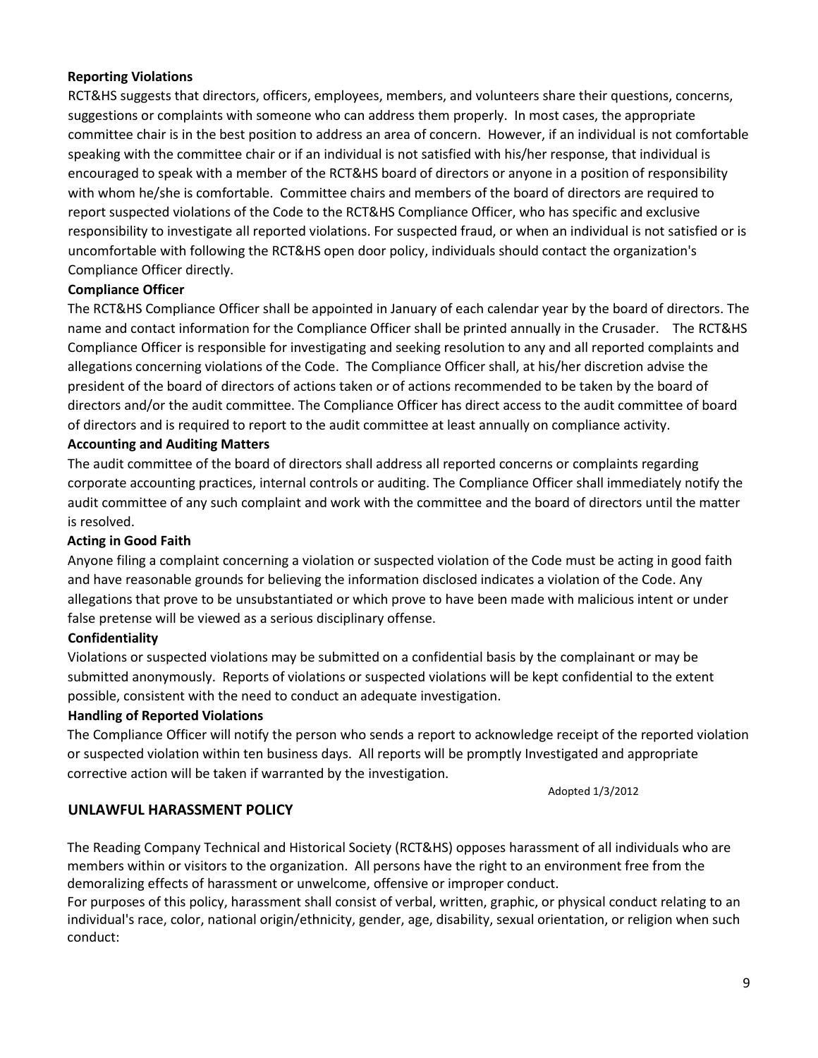**Reporting Violations**

RCT&HS suggests that directors, officers, employees, members, and volunteers share their questions, concerns, suggestions or complaints with someone who can address them properly. In most cases, the appropriate committee chair is in the best position to address an area of concern. However, if an individual is not comfortable speaking with the committee chair or if an individual is not satisfied with his/her response, that individual is encouraged to speak with a member of the RCT&HS board of directors or anyone in a position of responsibility with whom he/she is comfortable. Committee chairs and members of the board of directors are required to report suspected violations of the Code to the RCT&HS Compliance Officer, who has specific and exclusive responsibility to investigate all reported violations. For suspected fraud, or when an individual is not satisfied or is uncomfortable with following the RCT&HS open door policy, individuals should contact the organization's Compliance Officer directly.

**Compliance Officer**

The RCT&HS Compliance Officer shall be appointed in January of each calendar year by the board of directors. The name and contact information for the Compliance Officer shall be printed annually in the Crusader. The RCT&HS Compliance Officer is responsible for investigating and seeking resolution to any and all reported complaints and allegations concerning violations of the Code. The Compliance Officer shall, at his/her discretion advise the president of the board of directors of actions taken or of actions recommended to be taken by the board of directors and/or the audit committee. The Compliance Officer has direct access to the audit committee of board of directors and is required to report to the audit committee at least annually on compliance activity.

**Accounting and Auditing Matters**

The audit committee of the board of directors shall address all reported concerns or complaints regarding corporate accounting practices, internal controls or auditing. The Compliance Officer shall immediately notify the audit committee of any such complaint and work with the committee and the board of directors until the matter is resolved.

**Acting in Good Faith**

Anyone filing a complaint concerning a violation or suspected violation of the Code must be acting in good faith and have reasonable grounds for believing the information disclosed indicates a violation of the Code. Any allegations that prove to be unsubstantiated or which prove to have been made with malicious intent or under false pretense will be viewed as a serious disciplinary offense.

**Confidentiality**

Violations or suspected violations may be submitted on a confidential basis by the complainant or may be submitted anonymously. Reports of violations or suspected violations will be kept confidential to the extent possible, consistent with the need to conduct an adequate investigation.

**Handling of Reported Violations**

The Compliance Officer will notify the person who sends a report to acknowledge receipt of the reported violation or suspected violation within ten business days. All reports will be promptly Investigated and appropriate corrective action will be taken if warranted by the investigation.

Adopted 1/3/2012

## UNLAWFUL HARASSMENT POLICY

The Reading Company Technical and Historical Society (RCT&HS) opposes harassment of all individuals who are members within or visitors to the organization. All persons have the right to an environment free from the demoralizing effects of harassment or unwelcome, offensive or improper conduct.

For purposes of this policy, harassment shall consist of verbal, written, graphic, or physical conduct relating to an individual's race, color, national origin/ethnicity, gender, age, disability, sexual orientation, or religion when such conduct: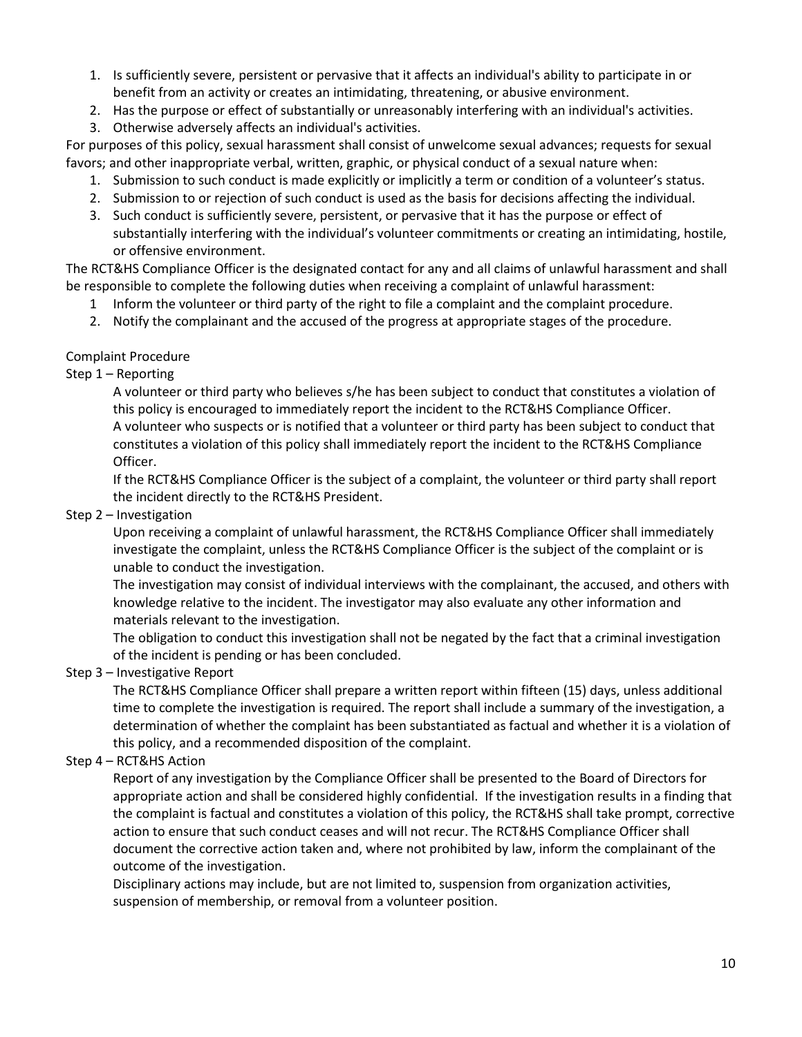1. Is sufficiently severe, persistent or pervasive that it affects an individual's ability to participate in or benefit from an activity or creates an intimidating, threatening, or abusive environment.
2. Has the purpose or effect of substantially or unreasonably interfering with an individual's activities.
3. Otherwise adversely affects an individual's activities.

For purposes of this policy, sexual harassment shall consist of unwelcome sexual advances; requests for sexual favors; and other inappropriate verbal, written, graphic, or physical conduct of a sexual nature when:

1. Submission to such conduct is made explicitly or implicitly a term or condition of a volunteer's status.
2. Submission to or rejection of such conduct is used as the basis for decisions affecting the individual.
3. Such conduct is sufficiently severe, persistent, or pervasive that it has the purpose or effect of substantially interfering with the individual's volunteer commitments or creating an intimidating, hostile, or offensive environment.

The RCT&HS Compliance Officer is the designated contact for any and all claims of unlawful harassment and shall be responsible to complete the following duties when receiving a complaint of unlawful harassment:

1. Inform the volunteer or third party of the right to file a complaint and the complaint procedure.
2. Notify the complainant and the accused of the progress at appropriate stages of the procedure.

Complaint Procedure

Step 1 – Reporting

A volunteer or third party who believes s/he has been subject to conduct that constitutes a violation of this policy is encouraged to immediately report the incident to the RCT&HS Compliance Officer.

A volunteer who suspects or is notified that a volunteer or third party has been subject to conduct that constitutes a violation of this policy shall immediately report the incident to the RCT&HS Compliance Officer.

If the RCT&HS Compliance Officer is the subject of a complaint, the volunteer or third party shall report the incident directly to the RCT&HS President.

Step 2 – Investigation

Upon receiving a complaint of unlawful harassment, the RCT&HS Compliance Officer shall immediately investigate the complaint, unless the RCT&HS Compliance Officer is the subject of the complaint or is unable to conduct the investigation.

The investigation may consist of individual interviews with the complainant, the accused, and others with knowledge relative to the incident. The investigator may also evaluate any other information and materials relevant to the investigation.

The obligation to conduct this investigation shall not be negated by the fact that a criminal investigation of the incident is pending or has been concluded.

Step 3 – Investigative Report

The RCT&HS Compliance Officer shall prepare a written report within fifteen (15) days, unless additional time to complete the investigation is required. The report shall include a summary of the investigation, a determination of whether the complaint has been substantiated as factual and whether it is a violation of this policy, and a recommended disposition of the complaint.

Step 4 – RCT&HS Action

Report of any investigation by the Compliance Officer shall be presented to the Board of Directors for appropriate action and shall be considered highly confidential. If the investigation results in a finding that the complaint is factual and constitutes a violation of this policy, the RCT&HS shall take prompt, corrective action to ensure that such conduct ceases and will not recur. The RCT&HS Compliance Officer shall document the corrective action taken and, where not prohibited by law, inform the complainant of the outcome of the investigation.

Disciplinary actions may include, but are not limited to, suspension from organization activities, suspension of membership, or removal from a volunteer position.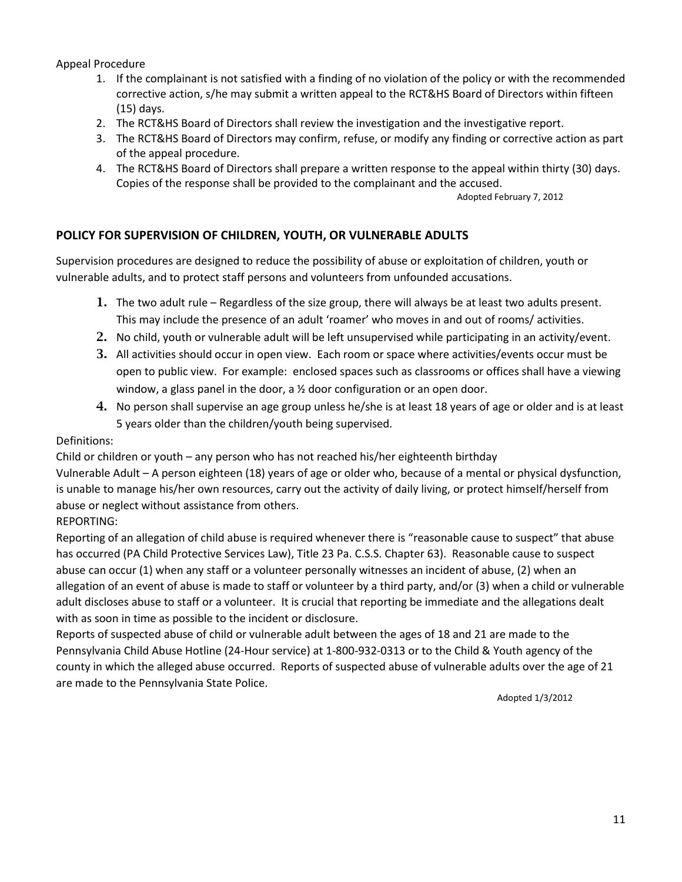Appeal Procedure

1. If the complainant is not satisfied with a finding of no violation of the policy or with the recommended corrective action, s/he may submit a written appeal to the RCT&HS Board of Directors within fifteen (15) days.
2. The RCT&HS Board of Directors shall review the investigation and the investigative report.
3. The RCT&HS Board of Directors may confirm, refuse, or modify any finding or corrective action as part of the appeal procedure.
4. The RCT&HS Board of Directors shall prepare a written response to the appeal within thirty (30) days. Copies of the response shall be provided to the complainant and the accused.

Adopted February 7, 2012

## POLICY FOR SUPERVISION OF CHILDREN, YOUTH, OR VULNERABLE ADULTS

Supervision procedures are designed to reduce the possibility of abuse or exploitation of children, youth or vulnerable adults, and to protect staff persons and volunteers from unfounded accusations.

1. The two adult rule – Regardless of the size group, there will always be at least two adults present. This may include the presence of an adult 'roamer' who moves in and out of rooms/ activities.
2. No child, youth or vulnerable adult will be left unsupervised while participating in an activity/event.
3. All activities should occur in open view. Each room or space where activities/events occur must be open to public view. For example: enclosed spaces such as classrooms or offices shall have a viewing window, a glass panel in the door, a ½ door configuration or an open door.
4. No person shall supervise an age group unless he/she is at least 18 years of age or older and is at least 5 years older than the children/youth being supervised.

Definitions:

Child or children or youth – any person who has not reached his/her eighteenth birthday

Vulnerable Adult – A person eighteen (18) years of age or older who, because of a mental or physical dysfunction, is unable to manage his/her own resources, carry out the activity of daily living, or protect himself/herself from abuse or neglect without assistance from others.

REPORTING:

Reporting of an allegation of child abuse is required whenever there is "reasonable cause to suspect" that abuse has occurred (PA Child Protective Services Law), Title 23 Pa. C.S.S. Chapter 63). Reasonable cause to suspect abuse can occur (1) when any staff or a volunteer personally witnesses an incident of abuse, (2) when an allegation of an event of abuse is made to staff or volunteer by a third party, and/or (3) when a child or vulnerable adult discloses abuse to staff or a volunteer. It is crucial that reporting be immediate and the allegations dealt with as soon in time as possible to the incident or disclosure.

Reports of suspected abuse of child or vulnerable adult between the ages of 18 and 21 are made to the Pennsylvania Child Abuse Hotline (24-Hour service) at 1-800-932-0313 or to the Child & Youth agency of the county in which the alleged abuse occurred. Reports of suspected abuse of vulnerable adults over the age of 21 are made to the Pennsylvania State Police.

Adopted 1/3/2012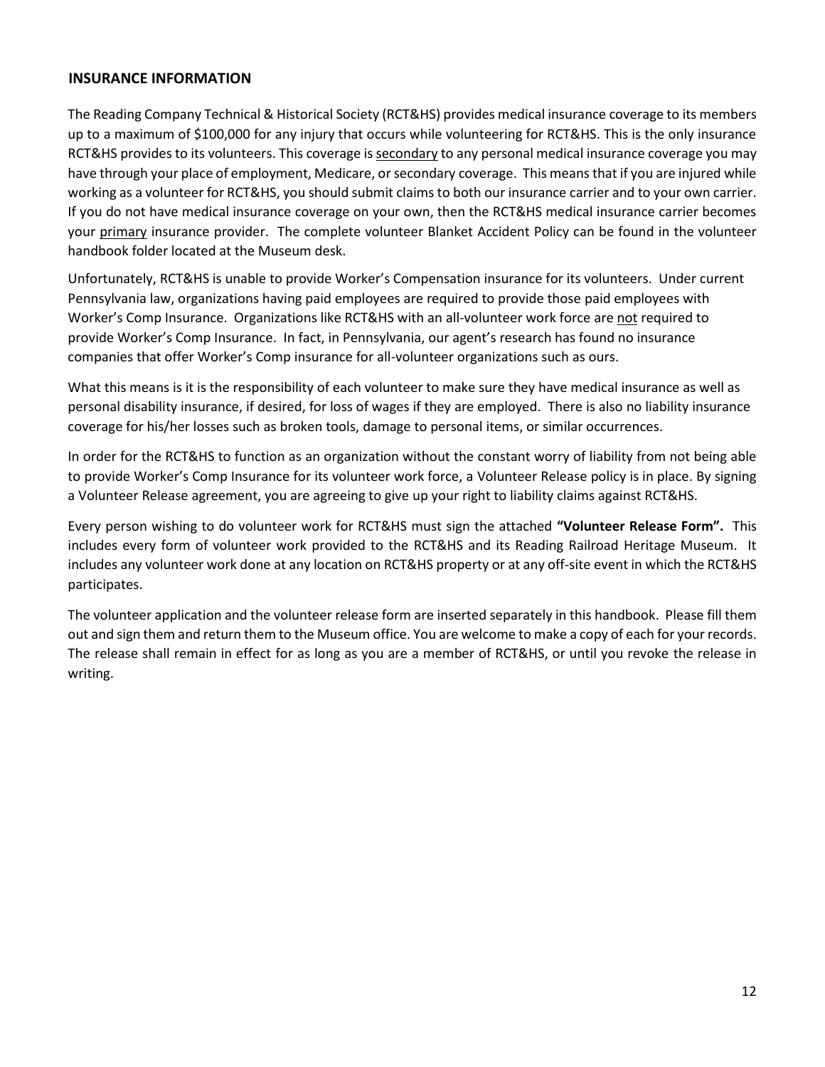## INSURANCE INFORMATION

The Reading Company Technical & Historical Society (RCT&HS) provides medical insurance coverage to its members up to a maximum of $100,000 for any injury that occurs while volunteering for RCT&HS. This is the only insurance RCT&HS provides to its volunteers. This coverage is <u>secondary</u> to any personal medical insurance coverage you may have through your place of employment, Medicare, or secondary coverage. This means that if you are injured while working as a volunteer for RCT&HS, you should submit claims to both our insurance carrier and to your own carrier. If you do not have medical insurance coverage on your own, then the RCT&HS medical insurance carrier becomes your <u>primary</u> insurance provider. The complete volunteer Blanket Accident Policy can be found in the volunteer handbook folder located at the Museum desk.

Unfortunately, RCT&HS is unable to provide Worker's Compensation insurance for its volunteers. Under current Pennsylvania law, organizations having paid employees are required to provide those paid employees with Worker's Comp Insurance. Organizations like RCT&HS with an all-volunteer work force are <u>not</u> required to provide Worker's Comp Insurance. In fact, in Pennsylvania, our agent's research has found no insurance companies that offer Worker's Comp insurance for all-volunteer organizations such as ours.

What this means is it is the responsibility of each volunteer to make sure they have medical insurance as well as personal disability insurance, if desired, for loss of wages if they are employed. There is also no liability insurance coverage for his/her losses such as broken tools, damage to personal items, or similar occurrences.

In order for the RCT&HS to function as an organization without the constant worry of liability from not being able to provide Worker's Comp Insurance for its volunteer work force, a Volunteer Release policy is in place. By signing a Volunteer Release agreement, you are agreeing to give up your right to liability claims against RCT&HS.

Every person wishing to do volunteer work for RCT&HS must sign the attached **"Volunteer Release Form".** This includes every form of volunteer work provided to the RCT&HS and its Reading Railroad Heritage Museum. It includes any volunteer work done at any location on RCT&HS property or at any off-site event in which the RCT&HS participates.

The volunteer application and the volunteer release form are inserted separately in this handbook. Please fill them out and sign them and return them to the Museum office. You are welcome to make a copy of each for your records. The release shall remain in effect for as long as you are a member of RCT&HS, or until you revoke the release in writing.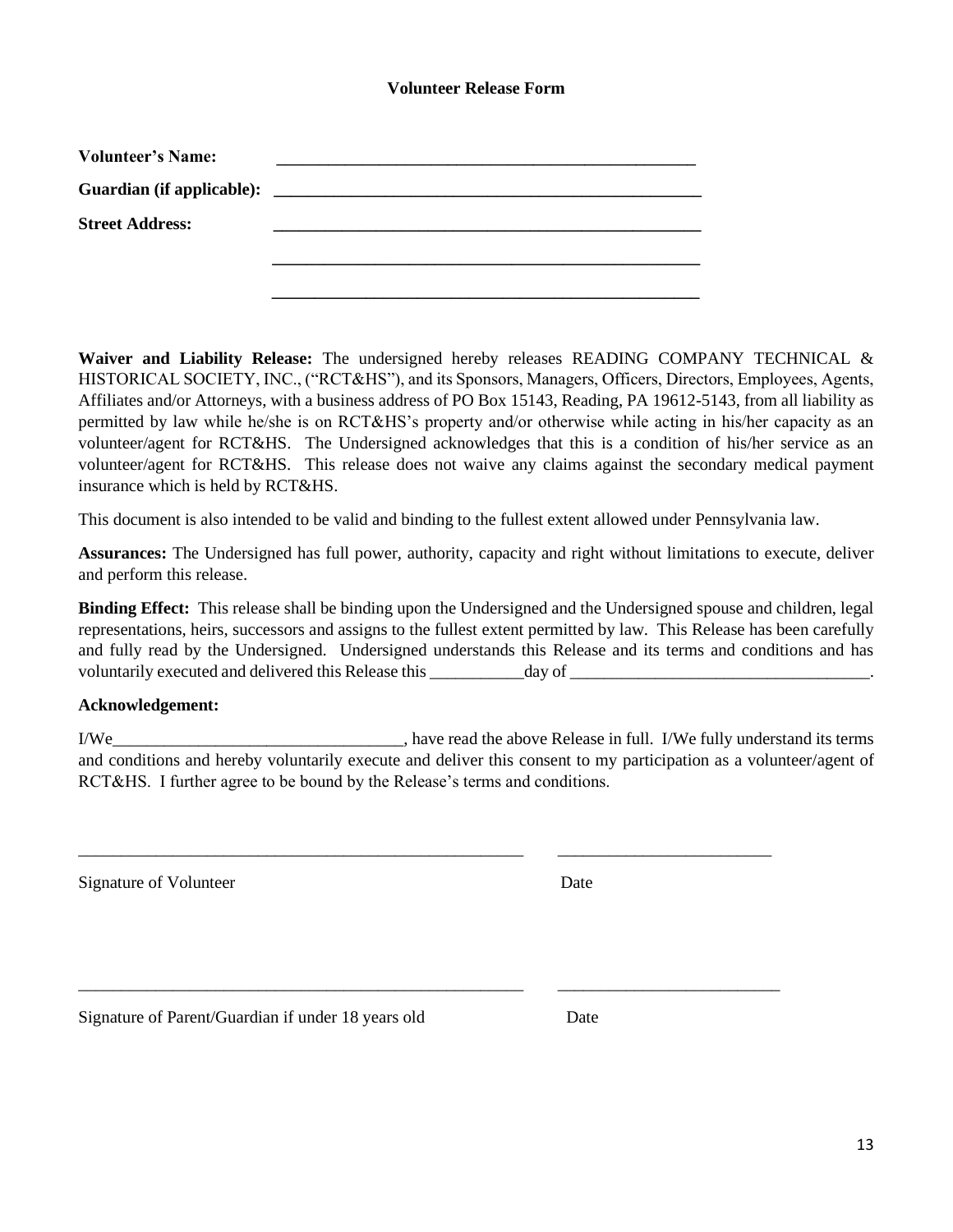### Volunteer Release Form

**Volunteer's Name:** ______________________________________________

**Guardian (if applicable):** ______________________________________________

**Street Address:** ______________________________________________

______________________________________________

______________________________________________

**Waiver and Liability Release:** The undersigned hereby releases READING COMPANY TECHNICAL & HISTORICAL SOCIETY, INC., ("RCT&HS"), and its Sponsors, Managers, Officers, Directors, Employees, Agents, Affiliates and/or Attorneys, with a business address of PO Box 15143, Reading, PA 19612-5143, from all liability as permitted by law while he/she is on RCT&HS's property and/or otherwise while acting in his/her capacity as an volunteer/agent for RCT&HS. The Undersigned acknowledges that this is a condition of his/her service as an volunteer/agent for RCT&HS. This release does not waive any claims against the secondary medical payment insurance which is held by RCT&HS.

This document is also intended to be valid and binding to the fullest extent allowed under Pennsylvania law.

**Assurances:** The Undersigned has full power, authority, capacity and right without limitations to execute, deliver and perform this release.

**Binding Effect:** This release shall be binding upon the Undersigned and the Undersigned spouse and children, legal representations, heirs, successors and assigns to the fullest extent permitted by law. This Release has been carefully and fully read by the Undersigned. Undersigned understands this Release and its terms and conditions and has voluntarily executed and delivered this Release this ___________day of ___________________________________.

**Acknowledgement:**

I/We__________________________________, have read the above Release in full. I/We fully understand its terms and conditions and hereby voluntarily execute and deliver this consent to my participation as a volunteer/agent of RCT&HS. I further agree to be bound by the Release's terms and conditions.

______________________________________________________ _________________________

Signature of Volunteer Date

______________________________________________________ __________________________

Signature of Parent/Guardian if under 18 years old Date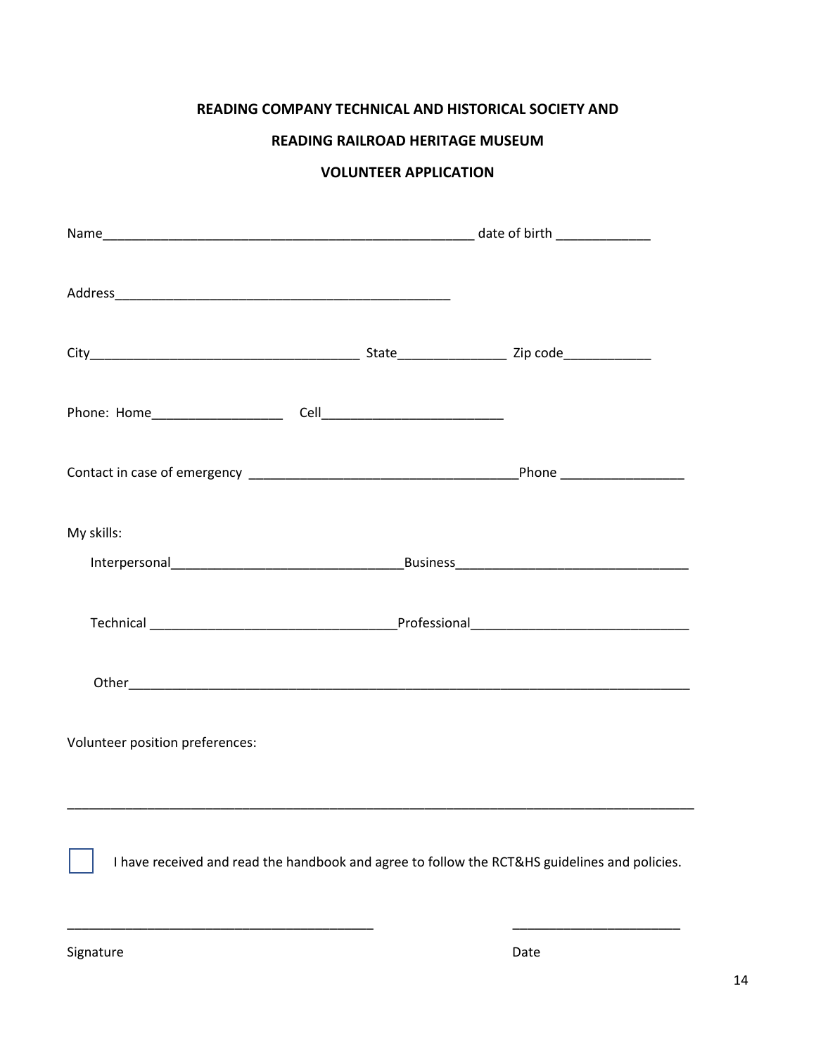**READING COMPANY TECHNICAL AND HISTORICAL SOCIETY AND**

**READING RAILROAD HERITAGE MUSEUM**

**VOLUNTEER APPLICATION**

Name_____________________________________________________ date of birth _____________

Address________________________________________________

City_____________________________________ State_______________ Zip code____________

Phone: Home__________________ Cell_________________________

Contact in case of emergency ____________________________________Phone _________________

My skills:

Interpersonal________________________________Business________________________________

Technical _________________________________Professional______________________________

Other______________________________________________________________________________

Volunteer position preferences:

___________________________________________________________________________________________

☐ I have received and read the handbook and agree to follow the RCT&HS guidelines and policies.

___________________________________________ _______________________

Signature Date